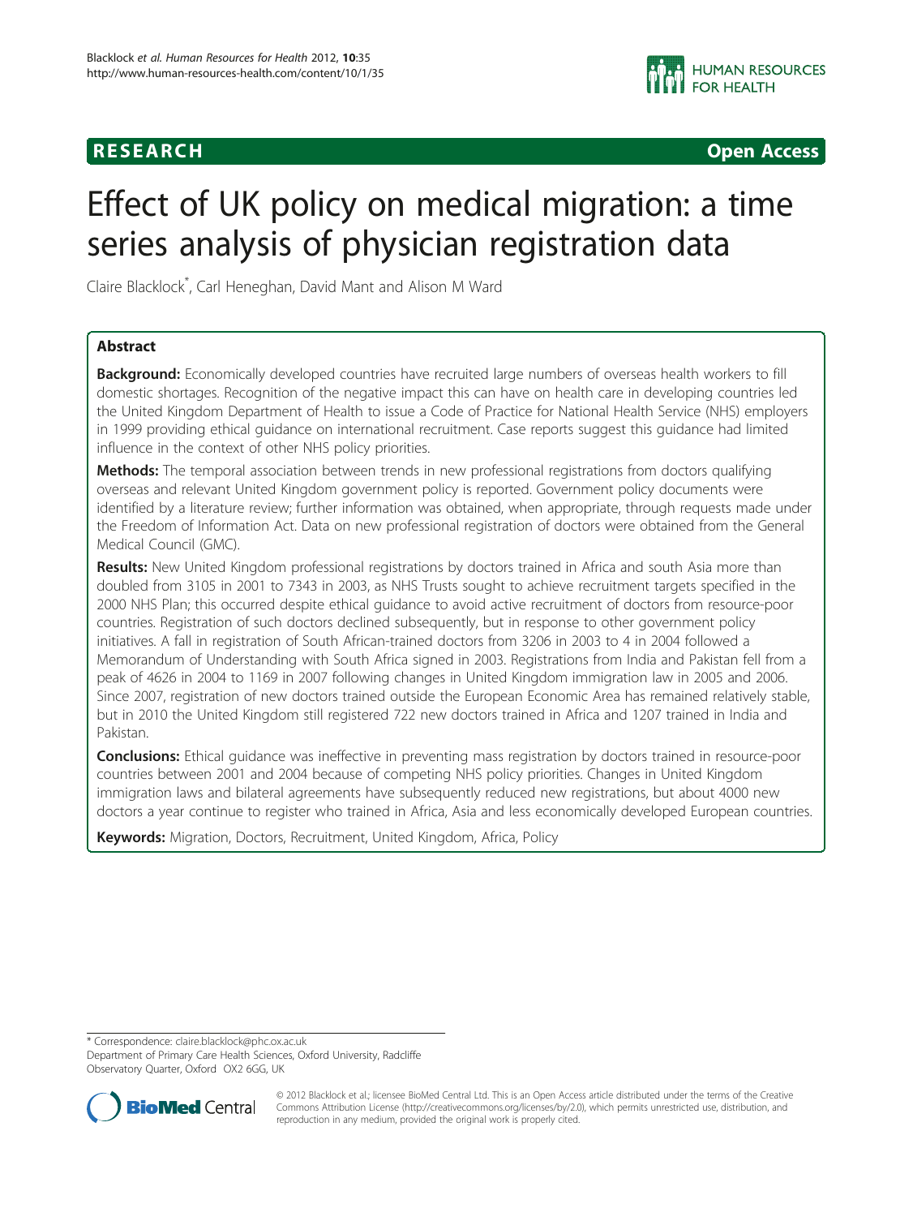**RESEARCH** **Open Access**

# Effect of UK policy on medical migration: a time series analysis of physician registration data

Claire Blacklock*, Carl Heneghan, David Mant and Alison M Ward

## Abstract

**Background:** Economically developed countries have recruited large numbers of overseas health workers to fill domestic shortages. Recognition of the negative impact this can have on health care in developing countries led the United Kingdom Department of Health to issue a Code of Practice for National Health Service (NHS) employers in 1999 providing ethical guidance on international recruitment. Case reports suggest this guidance had limited influence in the context of other NHS policy priorities.

**Methods:** The temporal association between trends in new professional registrations from doctors qualifying overseas and relevant United Kingdom government policy is reported. Government policy documents were identified by a literature review; further information was obtained, when appropriate, through requests made under the Freedom of Information Act. Data on new professional registration of doctors were obtained from the General Medical Council (GMC).

**Results:** New United Kingdom professional registrations by doctors trained in Africa and south Asia more than doubled from 3105 in 2001 to 7343 in 2003, as NHS Trusts sought to achieve recruitment targets specified in the 2000 NHS Plan; this occurred despite ethical guidance to avoid active recruitment of doctors from resource-poor countries. Registration of such doctors declined subsequently, but in response to other government policy initiatives. A fall in registration of South African-trained doctors from 3206 in 2003 to 4 in 2004 followed a Memorandum of Understanding with South Africa signed in 2003. Registrations from India and Pakistan fell from a peak of 4626 in 2004 to 1169 in 2007 following changes in United Kingdom immigration law in 2005 and 2006. Since 2007, registration of new doctors trained outside the European Economic Area has remained relatively stable, but in 2010 the United Kingdom still registered 722 new doctors trained in Africa and 1207 trained in India and Pakistan.

**Conclusions:** Ethical guidance was ineffective in preventing mass registration by doctors trained in resource-poor countries between 2001 and 2004 because of competing NHS policy priorities. Changes in United Kingdom immigration laws and bilateral agreements have subsequently reduced new registrations, but about 4000 new doctors a year continue to register who trained in Africa, Asia and less economically developed European countries.

**Keywords:** Migration, Doctors, Recruitment, United Kingdom, Africa, Policy

\* Correspondence: claire.blacklock@phc.ox.ac.uk
Department of Primary Care Health Sciences, Oxford University, Radcliffe Observatory Quarter, Oxford OX2 6GG, UK

© 2012 Blacklock et al.; licensee BioMed Central Ltd. This is an Open Access article distributed under the terms of the Creative Commons Attribution License (http://creativecommons.org/licenses/by/2.0), which permits unrestricted use, distribution, and reproduction in any medium, provided the original work is properly cited.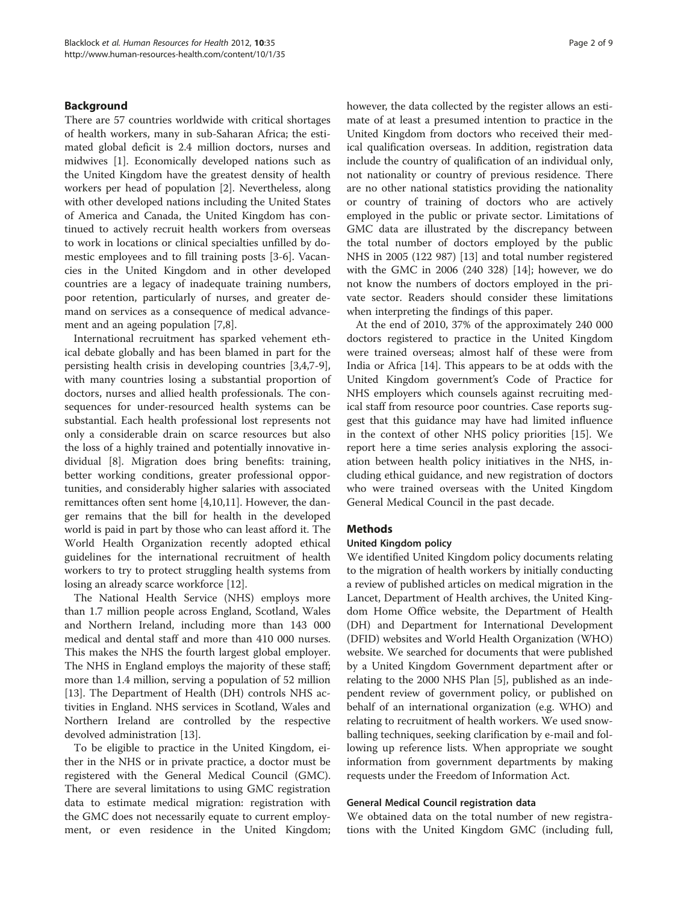## Background

There are 57 countries worldwide with critical shortages of health workers, many in sub-Saharan Africa; the estimated global deficit is 2.4 million doctors, nurses and midwives [1]. Economically developed nations such as the United Kingdom have the greatest density of health workers per head of population [2]. Nevertheless, along with other developed nations including the United States of America and Canada, the United Kingdom has continued to actively recruit health workers from overseas to work in locations or clinical specialties unfilled by domestic employees and to fill training posts [3-6]. Vacancies in the United Kingdom and in other developed countries are a legacy of inadequate training numbers, poor retention, particularly of nurses, and greater demand on services as a consequence of medical advancement and an ageing population [7,8].

International recruitment has sparked vehement ethical debate globally and has been blamed in part for the persisting health crisis in developing countries [3,4,7-9], with many countries losing a substantial proportion of doctors, nurses and allied health professionals. The consequences for under-resourced health systems can be substantial. Each health professional lost represents not only a considerable drain on scarce resources but also the loss of a highly trained and potentially innovative individual [8]. Migration does bring benefits: training, better working conditions, greater professional opportunities, and considerably higher salaries with associated remittances often sent home [4,10,11]. However, the danger remains that the bill for health in the developed world is paid in part by those who can least afford it. The World Health Organization recently adopted ethical guidelines for the international recruitment of health workers to try to protect struggling health systems from losing an already scarce workforce [12].

The National Health Service (NHS) employs more than 1.7 million people across England, Scotland, Wales and Northern Ireland, including more than 143 000 medical and dental staff and more than 410 000 nurses. This makes the NHS the fourth largest global employer. The NHS in England employs the majority of these staff; more than 1.4 million, serving a population of 52 million [13]. The Department of Health (DH) controls NHS activities in England. NHS services in Scotland, Wales and Northern Ireland are controlled by the respective devolved administration [13].

To be eligible to practice in the United Kingdom, either in the NHS or in private practice, a doctor must be registered with the General Medical Council (GMC). There are several limitations to using GMC registration data to estimate medical migration: registration with the GMC does not necessarily equate to current employment, or even residence in the United Kingdom; however, the data collected by the register allows an estimate of at least a presumed intention to practice in the United Kingdom from doctors who received their medical qualification overseas. In addition, registration data include the country of qualification of an individual only, not nationality or country of previous residence. There are no other national statistics providing the nationality or country of training of doctors who are actively employed in the public or private sector. Limitations of GMC data are illustrated by the discrepancy between the total number of doctors employed by the public NHS in 2005 (122 987) [13] and total number registered with the GMC in 2006 (240 328) [14]; however, we do not know the numbers of doctors employed in the private sector. Readers should consider these limitations when interpreting the findings of this paper.

At the end of 2010, 37% of the approximately 240 000 doctors registered to practice in the United Kingdom were trained overseas; almost half of these were from India or Africa [14]. This appears to be at odds with the United Kingdom government's Code of Practice for NHS employers which counsels against recruiting medical staff from resource poor countries. Case reports suggest that this guidance may have had limited influence in the context of other NHS policy priorities [15]. We report here a time series analysis exploring the association between health policy initiatives in the NHS, including ethical guidance, and new registration of doctors who were trained overseas with the United Kingdom General Medical Council in the past decade.

## Methods

### United Kingdom policy

We identified United Kingdom policy documents relating to the migration of health workers by initially conducting a review of published articles on medical migration in the Lancet, Department of Health archives, the United Kingdom Home Office website, the Department of Health (DH) and Department for International Development (DFID) websites and World Health Organization (WHO) website. We searched for documents that were published by a United Kingdom Government department after or relating to the 2000 NHS Plan [5], published as an independent review of government policy, or published on behalf of an international organization (e.g. WHO) and relating to recruitment of health workers. We used snowballing techniques, seeking clarification by e-mail and following up reference lists. When appropriate we sought information from government departments by making requests under the Freedom of Information Act.

### General Medical Council registration data

We obtained data on the total number of new registrations with the United Kingdom GMC (including full,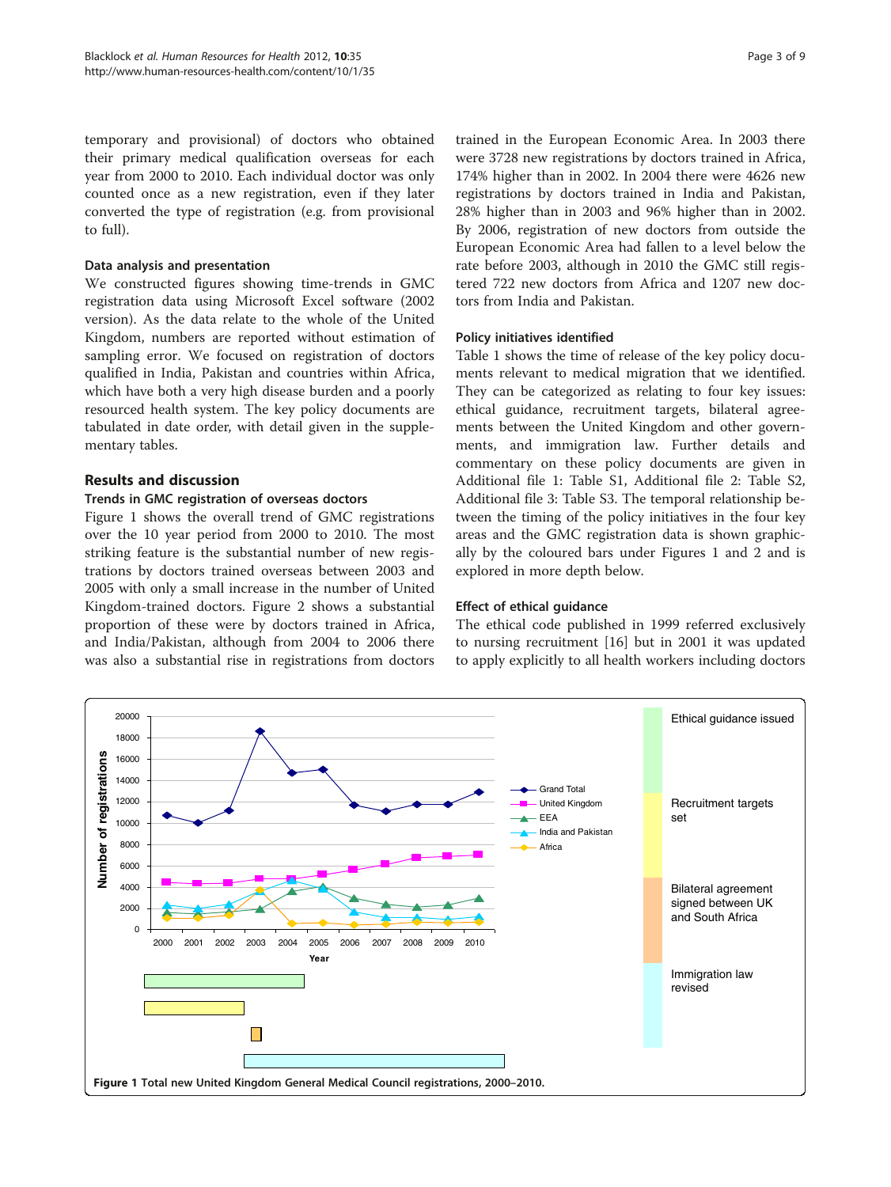temporary and provisional) of doctors who obtained their primary medical qualification overseas for each year from 2000 to 2010. Each individual doctor was only counted once as a new registration, even if they later converted the type of registration (e.g. from provisional to full).

#### Data analysis and presentation

We constructed figures showing time-trends in GMC registration data using Microsoft Excel software (2002 version). As the data relate to the whole of the United Kingdom, numbers are reported without estimation of sampling error. We focused on registration of doctors qualified in India, Pakistan and countries within Africa, which have both a very high disease burden and a poorly resourced health system. The key policy documents are tabulated in date order, with detail given in the supplementary tables.

## Results and discussion

#### Trends in GMC registration of overseas doctors

Figure 1 shows the overall trend of GMC registrations over the 10 year period from 2000 to 2010. The most striking feature is the substantial number of new registrations by doctors trained overseas between 2003 and 2005 with only a small increase in the number of United Kingdom-trained doctors. Figure 2 shows a substantial proportion of these were by doctors trained in Africa, and India/Pakistan, although from 2004 to 2006 there was also a substantial rise in registrations from doctors trained in the European Economic Area. In 2003 there were 3728 new registrations by doctors trained in Africa, 174% higher than in 2002. In 2004 there were 4626 new registrations by doctors trained in India and Pakistan, 28% higher than in 2003 and 96% higher than in 2002. By 2006, registration of new doctors from outside the European Economic Area had fallen to a level below the rate before 2003, although in 2010 the GMC still registered 722 new doctors from Africa and 1207 new doctors from India and Pakistan.

#### Policy initiatives identified

Table 1 shows the time of release of the key policy documents relevant to medical migration that we identified. They can be categorized as relating to four key issues: ethical guidance, recruitment targets, bilateral agreements between the United Kingdom and other governments, and immigration law. Further details and commentary on these policy documents are given in Additional file 1: Table S1, Additional file 2: Table S2, Additional file 3: Table S3. The temporal relationship between the timing of the policy initiatives in the four key areas and the GMC registration data is shown graphically by the coloured bars under Figures 1 and 2 and is explored in more depth below.

#### Effect of ethical guidance

The ethical code published in 1999 referred exclusively to nursing recruitment [16] but in 2001 it was updated to apply explicitly to all health workers including doctors

**Figure 1** Total new United Kingdom General Medical Council registrations, 2000–2010.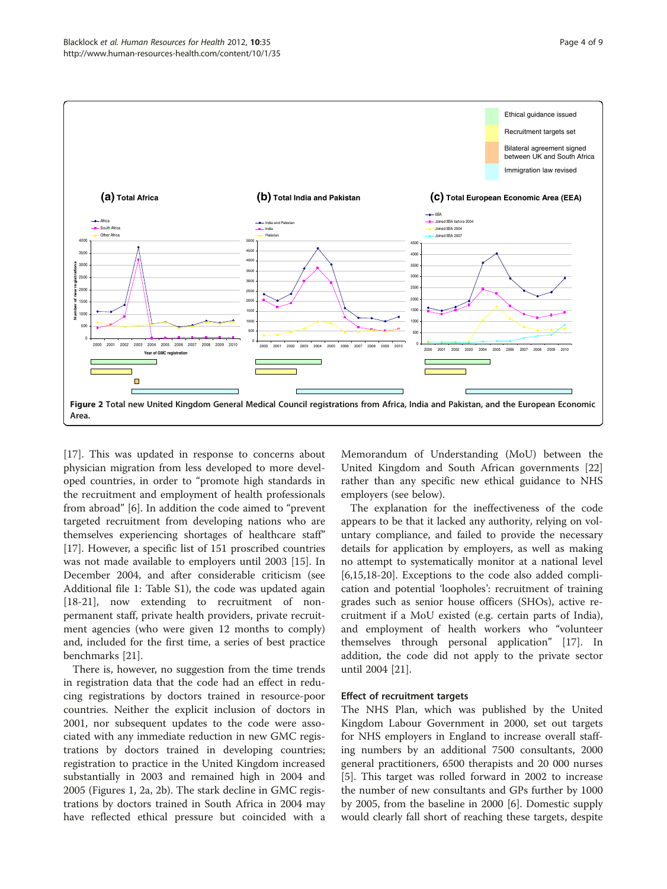**Figure 2 Total new United Kingdom General Medical Council registrations from Africa, India and Pakistan, and the European Economic Area.**

[17]. This was updated in response to concerns about physician migration from less developed to more developed countries, in order to "promote high standards in the recruitment and employment of health professionals from abroad" [6]. In addition the code aimed to "prevent targeted recruitment from developing nations who are themselves experiencing shortages of healthcare staff" [17]. However, a specific list of 151 proscribed countries was not made available to employers until 2003 [15]. In December 2004, and after considerable criticism (see Additional file 1: Table S1), the code was updated again [18-21], now extending to recruitment of non-permanent staff, private health providers, private recruitment agencies (who were given 12 months to comply) and, included for the first time, a series of best practice benchmarks [21].

There is, however, no suggestion from the time trends in registration data that the code had an effect in reducing registrations by doctors trained in resource-poor countries. Neither the explicit inclusion of doctors in 2001, nor subsequent updates to the code were associated with any immediate reduction in new GMC registrations by doctors trained in developing countries; registration to practice in the United Kingdom increased substantially in 2003 and remained high in 2004 and 2005 (Figures 1, 2a, 2b). The stark decline in GMC registrations by doctors trained in South Africa in 2004 may have reflected ethical pressure but coincided with a Memorandum of Understanding (MoU) between the United Kingdom and South African governments [22] rather than any specific new ethical guidance to NHS employers (see below).

The explanation for the ineffectiveness of the code appears to be that it lacked any authority, relying on voluntary compliance, and failed to provide the necessary details for application by employers, as well as making no attempt to systematically monitor at a national level [6,15,18-20]. Exceptions to the code also added complication and potential 'loopholes': recruitment of training grades such as senior house officers (SHOs), active recruitment if a MoU existed (e.g. certain parts of India), and employment of health workers who "volunteer themselves through personal application" [17]. In addition, the code did not apply to the private sector until 2004 [21].

### Effect of recruitment targets

The NHS Plan, which was published by the United Kingdom Labour Government in 2000, set out targets for NHS employers in England to increase overall staffing numbers by an additional 7500 consultants, 2000 general practitioners, 6500 therapists and 20 000 nurses [5]. This target was rolled forward in 2002 to increase the number of new consultants and GPs further by 1000 by 2005, from the baseline in 2000 [6]. Domestic supply would clearly fall short of reaching these targets, despite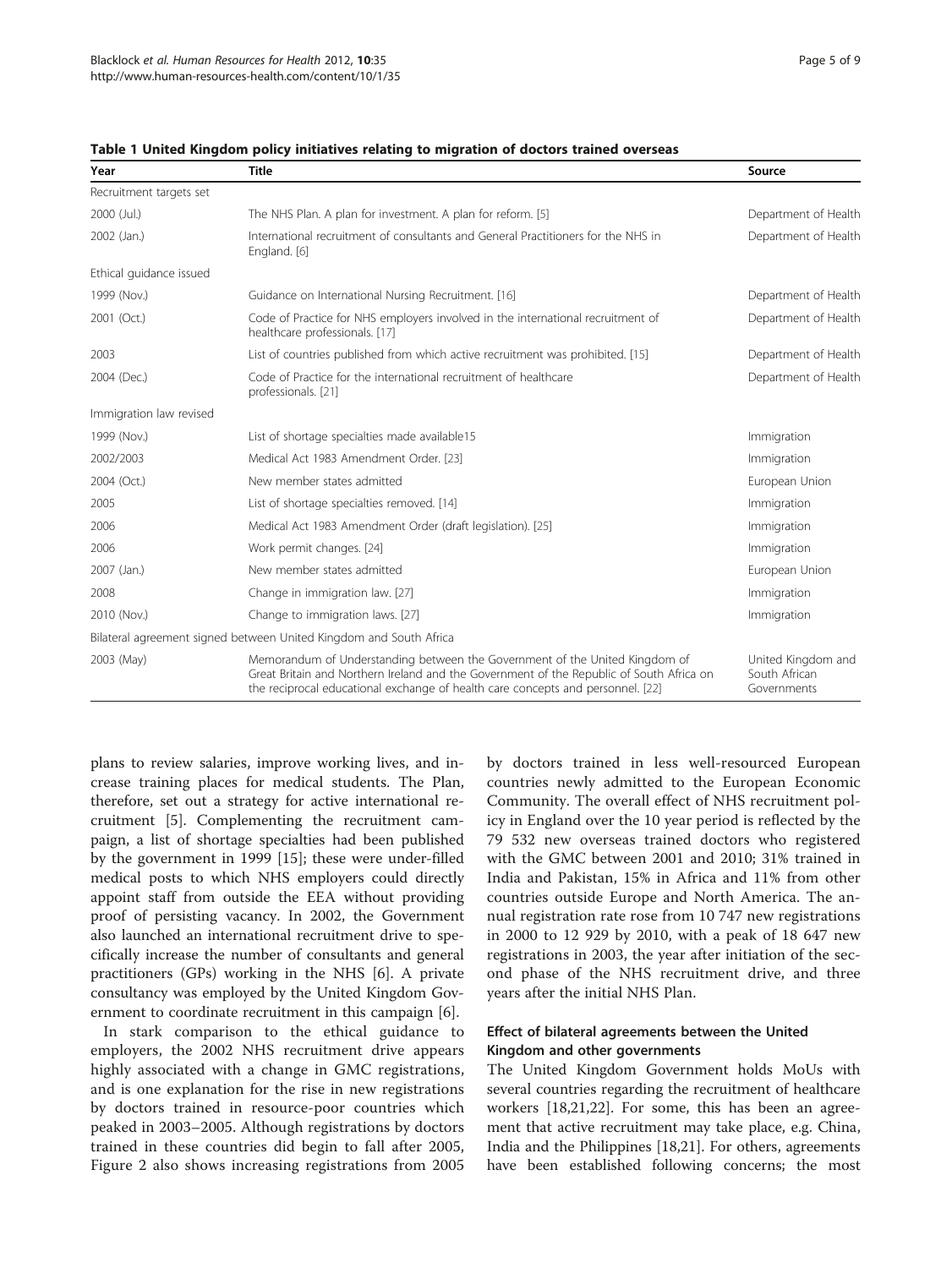**Table 1 United Kingdom policy initiatives relating to migration of doctors trained overseas**

| Year | Title | Source |
|---|---|---|
| Recruitment targets set | | |
| 2000 (Jul.) | The NHS Plan. A plan for investment. A plan for reform. [5] | Department of Health |
| 2002 (Jan.) | International recruitment of consultants and General Practitioners for the NHS in England. [6] | Department of Health |
| Ethical guidance issued | | |
| 1999 (Nov.) | Guidance on International Nursing Recruitment. [16] | Department of Health |
| 2001 (Oct.) | Code of Practice for NHS employers involved in the international recruitment of healthcare professionals. [17] | Department of Health |
| 2003 | List of countries published from which active recruitment was prohibited. [15] | Department of Health |
| 2004 (Dec.) | Code of Practice for the international recruitment of healthcare professionals. [21] | Department of Health |
| Immigration law revised | | |
| 1999 (Nov.) | List of shortage specialties made available15 | Immigration |
| 2002/2003 | Medical Act 1983 Amendment Order. [23] | Immigration |
| 2004 (Oct.) | New member states admitted | European Union |
| 2005 | List of shortage specialties removed. [14] | Immigration |
| 2006 | Medical Act 1983 Amendment Order (draft legislation). [25] | Immigration |
| 2006 | Work permit changes. [24] | Immigration |
| 2007 (Jan.) | New member states admitted | European Union |
| 2008 | Change in immigration law. [27] | Immigration |
| 2010 (Nov.) | Change to immigration laws. [27] | Immigration |
| Bilateral agreement signed between United Kingdom and South Africa | | |
| 2003 (May) | Memorandum of Understanding between the Government of the United Kingdom of Great Britain and Northern Ireland and the Government of the Republic of South Africa on the reciprocal educational exchange of health care concepts and personnel. [22] | United Kingdom and South African Governments |

plans to review salaries, improve working lives, and increase training places for medical students. The Plan, therefore, set out a strategy for active international recruitment [5]. Complementing the recruitment campaign, a list of shortage specialties had been published by the government in 1999 [15]; these were under-filled medical posts to which NHS employers could directly appoint staff from outside the EEA without providing proof of persisting vacancy. In 2002, the Government also launched an international recruitment drive to specifically increase the number of consultants and general practitioners (GPs) working in the NHS [6]. A private consultancy was employed by the United Kingdom Government to coordinate recruitment in this campaign [6].

In stark comparison to the ethical guidance to employers, the 2002 NHS recruitment drive appears highly associated with a change in GMC registrations, and is one explanation for the rise in new registrations by doctors trained in resource-poor countries which peaked in 2003–2005. Although registrations by doctors trained in these countries did begin to fall after 2005, Figure 2 also shows increasing registrations from 2005 by doctors trained in less well-resourced European countries newly admitted to the European Economic Community. The overall effect of NHS recruitment policy in England over the 10 year period is reflected by the 79 532 new overseas trained doctors who registered with the GMC between 2001 and 2010; 31% trained in India and Pakistan, 15% in Africa and 11% from other countries outside Europe and North America. The annual registration rate rose from 10 747 new registrations in 2000 to 12 929 by 2010, with a peak of 18 647 new registrations in 2003, the year after initiation of the second phase of the NHS recruitment drive, and three years after the initial NHS Plan.

### Effect of bilateral agreements between the United Kingdom and other governments

The United Kingdom Government holds MoUs with several countries regarding the recruitment of healthcare workers [18,21,22]. For some, this has been an agreement that active recruitment may take place, e.g. China, India and the Philippines [18,21]. For others, agreements have been established following concerns; the most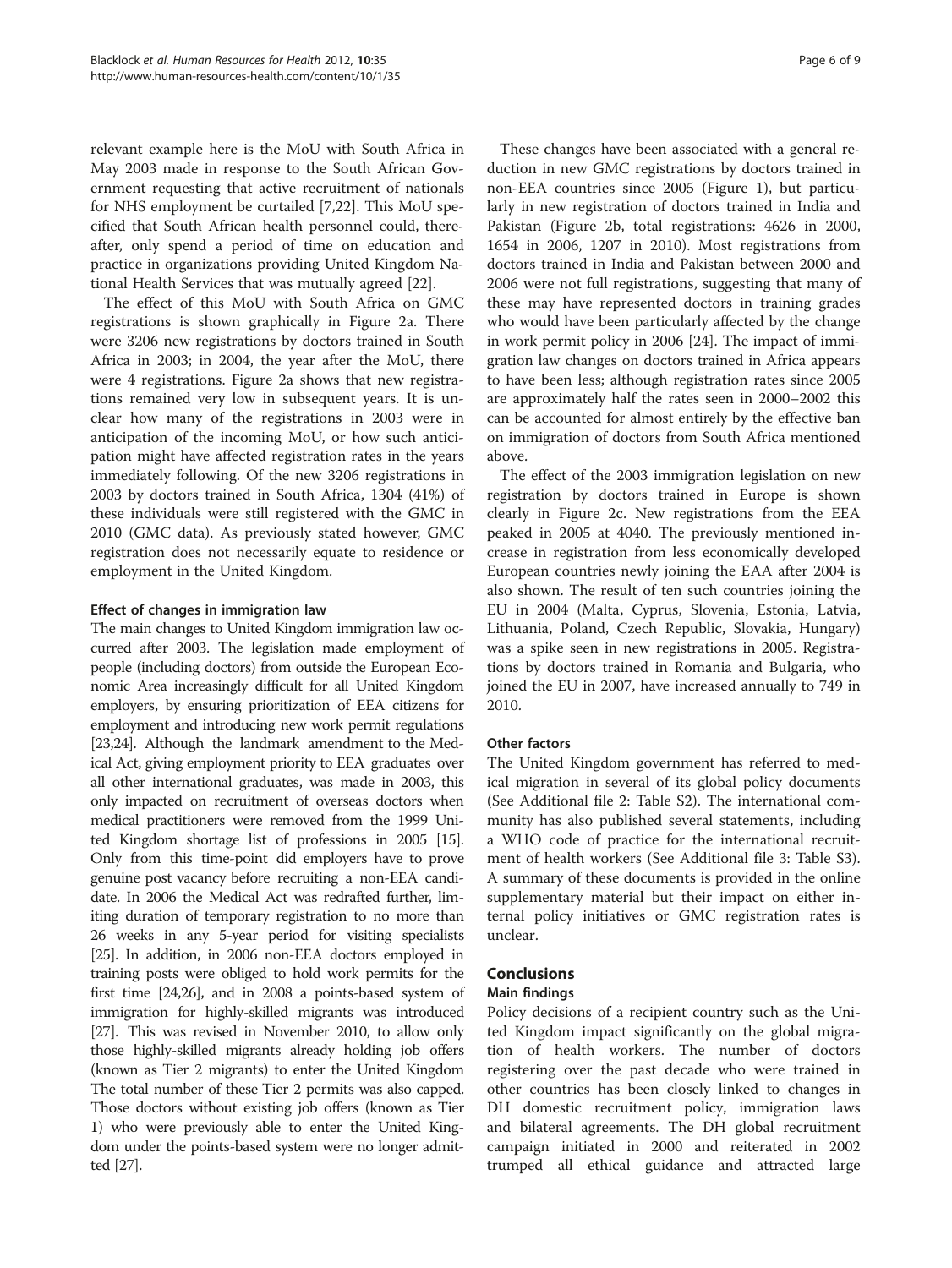relevant example here is the MoU with South Africa in May 2003 made in response to the South African Government requesting that active recruitment of nationals for NHS employment be curtailed [7,22]. This MoU specified that South African health personnel could, thereafter, only spend a period of time on education and practice in organizations providing United Kingdom National Health Services that was mutually agreed [22].

The effect of this MoU with South Africa on GMC registrations is shown graphically in Figure 2a. There were 3206 new registrations by doctors trained in South Africa in 2003; in 2004, the year after the MoU, there were 4 registrations. Figure 2a shows that new registrations remained very low in subsequent years. It is unclear how many of the registrations in 2003 were in anticipation of the incoming MoU, or how such anticipation might have affected registration rates in the years immediately following. Of the new 3206 registrations in 2003 by doctors trained in South Africa, 1304 (41%) of these individuals were still registered with the GMC in 2010 (GMC data). As previously stated however, GMC registration does not necessarily equate to residence or employment in the United Kingdom.

#### Effect of changes in immigration law

The main changes to United Kingdom immigration law occurred after 2003. The legislation made employment of people (including doctors) from outside the European Economic Area increasingly difficult for all United Kingdom employers, by ensuring prioritization of EEA citizens for employment and introducing new work permit regulations [23,24]. Although the landmark amendment to the Medical Act, giving employment priority to EEA graduates over all other international graduates, was made in 2003, this only impacted on recruitment of overseas doctors when medical practitioners were removed from the 1999 United Kingdom shortage list of professions in 2005 [15]. Only from this time-point did employers have to prove genuine post vacancy before recruiting a non-EEA candidate. In 2006 the Medical Act was redrafted further, limiting duration of temporary registration to no more than 26 weeks in any 5-year period for visiting specialists [25]. In addition, in 2006 non-EEA doctors employed in training posts were obliged to hold work permits for the first time [24,26], and in 2008 a points-based system of immigration for highly-skilled migrants was introduced [27]. This was revised in November 2010, to allow only those highly-skilled migrants already holding job offers (known as Tier 2 migrants) to enter the United Kingdom The total number of these Tier 2 permits was also capped. Those doctors without existing job offers (known as Tier 1) who were previously able to enter the United Kingdom under the points-based system were no longer admitted [27].

These changes have been associated with a general reduction in new GMC registrations by doctors trained in non-EEA countries since 2005 (Figure 1), but particularly in new registration of doctors trained in India and Pakistan (Figure 2b, total registrations: 4626 in 2000, 1654 in 2006, 1207 in 2010). Most registrations from doctors trained in India and Pakistan between 2000 and 2006 were not full registrations, suggesting that many of these may have represented doctors in training grades who would have been particularly affected by the change in work permit policy in 2006 [24]. The impact of immigration law changes on doctors trained in Africa appears to have been less; although registration rates since 2005 are approximately half the rates seen in 2000–2002 this can be accounted for almost entirely by the effective ban on immigration of doctors from South Africa mentioned above.

The effect of the 2003 immigration legislation on new registration by doctors trained in Europe is shown clearly in Figure 2c. New registrations from the EEA peaked in 2005 at 4040. The previously mentioned increase in registration from less economically developed European countries newly joining the EAA after 2004 is also shown. The result of ten such countries joining the EU in 2004 (Malta, Cyprus, Slovenia, Estonia, Latvia, Lithuania, Poland, Czech Republic, Slovakia, Hungary) was a spike seen in new registrations in 2005. Registrations by doctors trained in Romania and Bulgaria, who joined the EU in 2007, have increased annually to 749 in 2010.

#### Other factors

The United Kingdom government has referred to medical migration in several of its global policy documents (See Additional file 2: Table S2). The international community has also published several statements, including a WHO code of practice for the international recruitment of health workers (See Additional file 3: Table S3). A summary of these documents is provided in the online supplementary material but their impact on either internal policy initiatives or GMC registration rates is unclear.

## Conclusions

### Main findings

Policy decisions of a recipient country such as the United Kingdom impact significantly on the global migration of health workers. The number of doctors registering over the past decade who were trained in other countries has been closely linked to changes in DH domestic recruitment policy, immigration laws and bilateral agreements. The DH global recruitment campaign initiated in 2000 and reiterated in 2002 trumped all ethical guidance and attracted large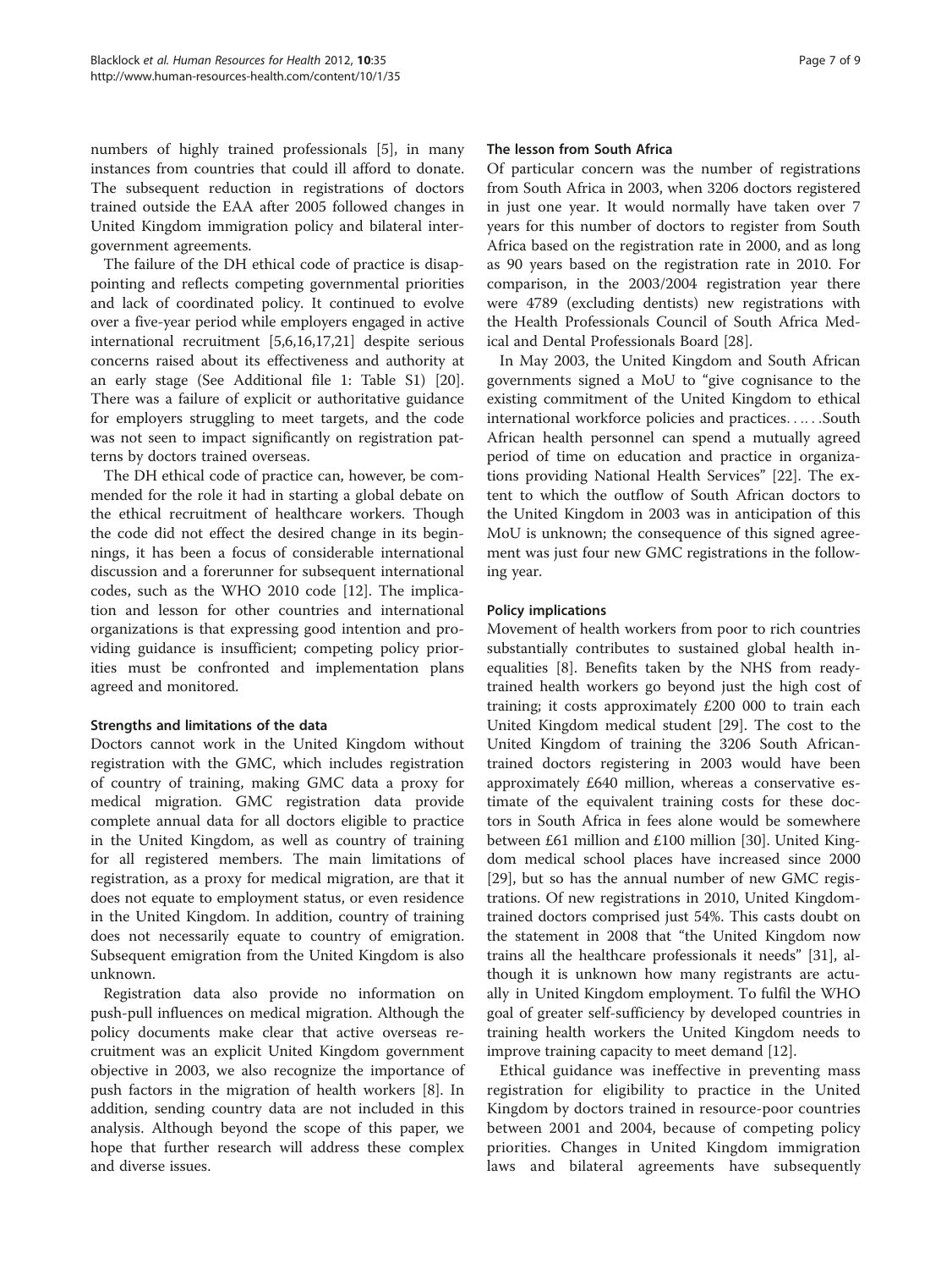numbers of highly trained professionals [5], in many instances from countries that could ill afford to donate. The subsequent reduction in registrations of doctors trained outside the EAA after 2005 followed changes in United Kingdom immigration policy and bilateral intergovernment agreements.

The failure of the DH ethical code of practice is disappointing and reflects competing governmental priorities and lack of coordinated policy. It continued to evolve over a five-year period while employers engaged in active international recruitment [5,6,16,17,21] despite serious concerns raised about its effectiveness and authority at an early stage (See Additional file 1: Table S1) [20]. There was a failure of explicit or authoritative guidance for employers struggling to meet targets, and the code was not seen to impact significantly on registration patterns by doctors trained overseas.

The DH ethical code of practice can, however, be commended for the role it had in starting a global debate on the ethical recruitment of healthcare workers. Though the code did not effect the desired change in its beginnings, it has been a focus of considerable international discussion and a forerunner for subsequent international codes, such as the WHO 2010 code [12]. The implication and lesson for other countries and international organizations is that expressing good intention and providing guidance is insufficient; competing policy priorities must be confronted and implementation plans agreed and monitored.

### Strengths and limitations of the data

Doctors cannot work in the United Kingdom without registration with the GMC, which includes registration of country of training, making GMC data a proxy for medical migration. GMC registration data provide complete annual data for all doctors eligible to practice in the United Kingdom, as well as country of training for all registered members. The main limitations of registration, as a proxy for medical migration, are that it does not equate to employment status, or even residence in the United Kingdom. In addition, country of training does not necessarily equate to country of emigration. Subsequent emigration from the United Kingdom is also unknown.

Registration data also provide no information on push-pull influences on medical migration. Although the policy documents make clear that active overseas recruitment was an explicit United Kingdom government objective in 2003, we also recognize the importance of push factors in the migration of health workers [8]. In addition, sending country data are not included in this analysis. Although beyond the scope of this paper, we hope that further research will address these complex and diverse issues.

### The lesson from South Africa

Of particular concern was the number of registrations from South Africa in 2003, when 3206 doctors registered in just one year. It would normally have taken over 7 years for this number of doctors to register from South Africa based on the registration rate in 2000, and as long as 90 years based on the registration rate in 2010. For comparison, in the 2003/2004 registration year there were 4789 (excluding dentists) new registrations with the Health Professionals Council of South Africa Medical and Dental Professionals Board [28].

In May 2003, the United Kingdom and South African governments signed a MoU to "give cognisance to the existing commitment of the United Kingdom to ethical international workforce policies and practices……South African health personnel can spend a mutually agreed period of time on education and practice in organizations providing National Health Services" [22]. The extent to which the outflow of South African doctors to the United Kingdom in 2003 was in anticipation of this MoU is unknown; the consequence of this signed agreement was just four new GMC registrations in the following year.

### Policy implications

Movement of health workers from poor to rich countries substantially contributes to sustained global health inequalities [8]. Benefits taken by the NHS from ready-trained health workers go beyond just the high cost of training; it costs approximately £200 000 to train each United Kingdom medical student [29]. The cost to the United Kingdom of training the 3206 South African-trained doctors registering in 2003 would have been approximately £640 million, whereas a conservative estimate of the equivalent training costs for these doctors in South Africa in fees alone would be somewhere between £61 million and £100 million [30]. United Kingdom medical school places have increased since 2000 [29], but so has the annual number of new GMC registrations. Of new registrations in 2010, United Kingdom-trained doctors comprised just 54%. This casts doubt on the statement in 2008 that "the United Kingdom now trains all the healthcare professionals it needs" [31], although it is unknown how many registrants are actually in United Kingdom employment. To fulfil the WHO goal of greater self-sufficiency by developed countries in training health workers the United Kingdom needs to improve training capacity to meet demand [12].

Ethical guidance was ineffective in preventing mass registration for eligibility to practice in the United Kingdom by doctors trained in resource-poor countries between 2001 and 2004, because of competing policy priorities. Changes in United Kingdom immigration laws and bilateral agreements have subsequently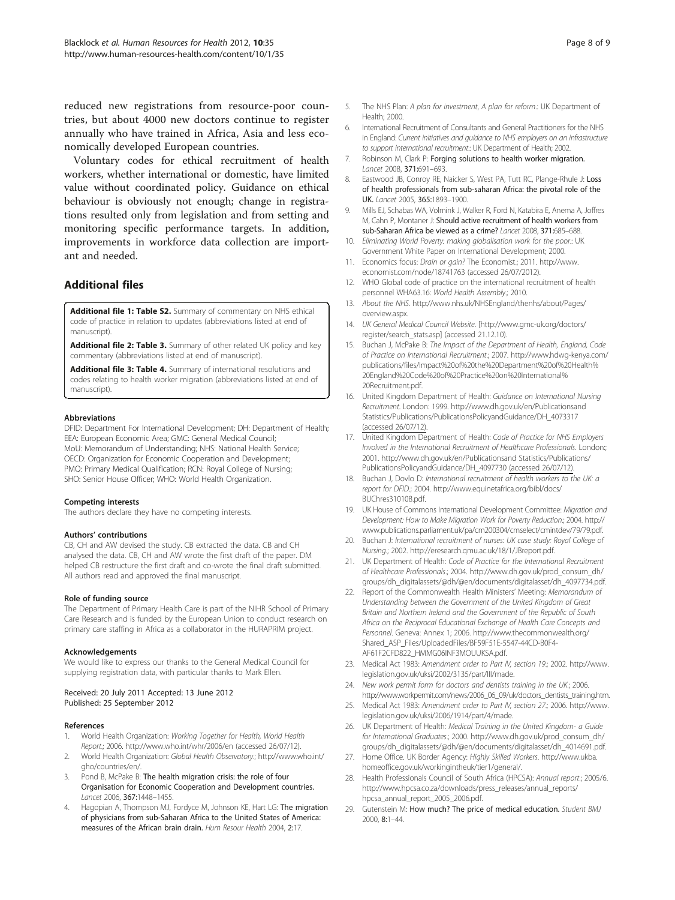reduced new registrations from resource-poor countries, but about 4000 new doctors continue to register annually who have trained in Africa, Asia and less economically developed European countries.

Voluntary codes for ethical recruitment of health workers, whether international or domestic, have limited value without coordinated policy. Guidance on ethical behaviour is obviously not enough; change in registrations resulted only from legislation and from setting and monitoring specific performance targets. In addition, improvements in workforce data collection are important and needed.

## Additional files

**Additional file 1: Table S2.** Summary of commentary on NHS ethical code of practice in relation to updates (abbreviations listed at end of manuscript).

**Additional file 2: Table 3.** Summary of other related UK policy and key commentary (abbreviations listed at end of manuscript).

**Additional file 3: Table 4.** Summary of international resolutions and codes relating to health worker migration (abbreviations listed at end of manuscript).

#### Abbreviations

DFID: Department For International Development; DH: Department of Health; EEA: European Economic Area; GMC: General Medical Council; MoU: Memorandum of Understanding; NHS: National Health Service; OECD: Organization for Economic Cooperation and Development; PMQ: Primary Medical Qualification; RCN: Royal College of Nursing; SHO: Senior House Officer; WHO: World Health Organization.

#### Competing interests

The authors declare they have no competing interests.

#### Authors' contributions

CB, CH and AW devised the study. CB extracted the data. CB and CH analysed the data. CB, CH and AW wrote the first draft of the paper. DM helped CB restructure the first draft and co-wrote the final draft submitted. All authors read and approved the final manuscript.

#### Role of funding source

The Department of Primary Health Care is part of the NIHR School of Primary Care Research and is funded by the European Union to conduct research on primary care staffing in Africa as a collaborator in the HURAPRIM project.

#### Acknowledgements

We would like to express our thanks to the General Medical Council for supplying registration data, with particular thanks to Mark Ellen.

Received: 20 July 2011 Accepted: 13 June 2012
Published: 25 September 2012

#### References

1. World Health Organization: *Working Together for Health, World Health Report.*; 2006. http://www.who.int/whr/2006/en (accessed 26/07/12).
2. World Health Organization: *Global Health Observatory.*; http://www.who.int/gho/countries/en/.
3. Pond B, McPake B: **The health migration crisis: the role of four Organisation for Economic Cooperation and Development countries.** *Lancet* 2006, **367**:1448–1455.
4. Hagopian A, Thompson MJ, Fordyce M, Johnson KE, Hart LG: **The migration of physicians from sub-Saharan Africa to the United States of America: measures of the African brain drain.** *Hum Resour Health* 2004, **2**:17.
5. The NHS Plan: *A plan for investment, A plan for reform.*: UK Department of Health; 2000.
6. International Recruitment of Consultants and General Practitioners for the NHS in England: *Current initiatives and guidance to NHS employers on an infrastructure to support international recruitment.*: UK Department of Health; 2002.
7. Robinson M, Clark P: **Forging solutions to health worker migration.** *Lancet* 2008, **371**:691–693.
8. Eastwood JB, Conroy RE, Naicker S, West PA, Tutt RC, Plange-Rhule J: **Loss of health professionals from sub-saharan Africa: the pivotal role of the UK.** *Lancet* 2005, **365**:1893–1900.
9. Mills EJ, Schabas WA, Volmink J, Walker R, Ford N, Katabira E, Anema A, Joffres M, Cahn P, Montaner J: **Should active recruitment of health workers from sub-Saharan Africa be viewed as a crime?** *Lancet* 2008, **371**:685–688.
10. *Eliminating World Poverty: making globalisation work for the poor.*: UK Government White Paper on International Development; 2000.
11. Economics focus: *Drain or gain?* The Economist.; 2011. http://www.economist.com/node/18741763 (accessed 26/07/2012).
12. WHO Global code of practice on the international recruitment of health personnel WHA63.16: *World Health Assembly.*; 2010.
13. *About the NHS.* http://www.nhs.uk/NHSEngland/thenhs/about/Pages/overview.aspx.
14. *UK General Medical Council Website.* [http://www.gmc-uk.org/doctors/register/search_stats.asp] (accessed 21.12.10).
15. Buchan J, McPake B: *The Impact of the Department of Health, England, Code of Practice on International Recruitment.*; 2007. http://www.hdwg-kenya.com/publications/files/Impact%20of%20the%20Department%20of%20Health%20England%20Code%20of%20Practice%20on%20International%20Recruitment.pdf.
16. United Kingdom Department of Health: *Guidance on International Nursing Recruitment*. London: 1999. http://www.dh.gov.uk/en/Publicationsand Statistics/Publications/PublicationsPolicyandGuidance/DH_4073317 (accessed 26/07/12).
17. United Kingdom Department of Health: *Code of Practice for NHS Employers Involved in the International Recruitment of Healthcare Professionals*. London:; 2001. http://www.dh.gov.uk/en/Publicationsand Statistics/Publications/PublicationsPolicyandGuidance/DH_4097730 (accessed 26/07/12).
18. Buchan J, Dovlo D: *International recruitment of health workers to the UK: a report for DFID.*; 2004. http://www.equinetafrica.org/bibl/docs/BUChres310108.pdf.
19. UK House of Commons International Development Committee: *Migration and Development: How to Make Migration Work for Poverty Reduction.*; 2004. http://www.publications.parliament.uk/pa/cm200304/cmselect/cmintdev/79/79.pdf.
20. Buchan J: *International recruitment of nurses: UK case study: Royal College of Nursing.*; 2002. http://eresearch.qmu.ac.uk/18/1/JBreport.pdf.
21. UK Department of Health: *Code of Practice for the International Recruitment of Healthcare Professionals.*; 2004. http://www.dh.gov.uk/prod_consum_dh/groups/dh_digitalassets/@dh/@en/documents/digitalasset/dh_4097734.pdf.
22. Report of the Commonwealth Health Ministers' Meeting: *Memorandum of Understanding between the Government of the United Kingdom of Great Britain and Northern Ireland and the Government of the Republic of South Africa on the Reciprocal Educational Exchange of Health Care Concepts and Personnel*. Geneva: Annex 1; 2006. http://www.thecommonwealth.org/Shared_ASP_Files/UploadedFiles/BF59F51E-5547-44CD-B0F4-AF61F2CFD822_HMMG06INF3MOUUKSA.pdf.
23. Medical Act 1983: *Amendment order to Part IV, section 19.*; 2002. http://www.legislation.gov.uk/uksi/2002/3135/part/III/made.
24. *New work permit form for doctors and dentists training in the UK.*; 2006. http://www.workpermit.com/news/2006_06_09/uk/doctors_dentists_training.htm.
25. Medical Act 1983: *Amendment order to Part IV, section 27.*; 2006. http://www.legislation.gov.uk/uksi/2006/1914/part/4/made.
26. UK Department of Health: *Medical Training in the United Kingdom- a Guide for International Graduates.*; 2000. http://www.dh.gov.uk/prod_consum_dh/groups/dh_digitalassets/@dh/@en/documents/digitalasset/dh_4014691.pdf.
27. Home Office. UK Border Agency: *Highly Skilled Workers*. http://www.ukba.homeoffice.gov.uk/workingintheuk/tier1/general/.
28. Health Professionals Council of South Africa (HPCSA): *Annual report.*; 2005/6. http://www.hpcsa.co.za/downloads/press_releases/annual_reports/hpcsa_annual_report_2005_2006.pdf.
29. Gutenstein M: **How much? The price of medical education.** *Student BMJ* 2000, **8**:1–44.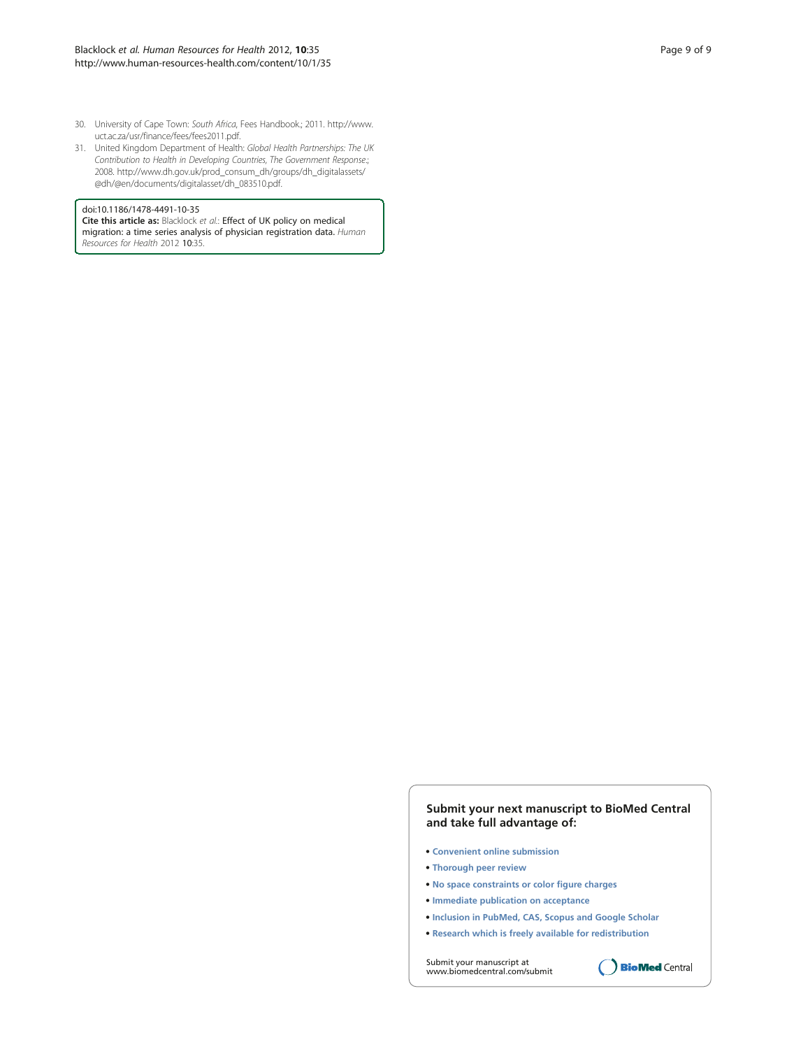30. University of Cape Town: *South Africa*, Fees Handbook.; 2011. http://www.uct.ac.za/usr/finance/fees/fees2011.pdf.
31. United Kingdom Department of Health: *Global Health Partnerships: The UK Contribution to Health in Developing Countries, The Government Response*.; 2008. http://www.dh.gov.uk/prod_consum_dh/groups/dh_digitalassets/@dh/@en/documents/digitalasset/dh_083510.pdf.

doi:10.1186/1478-4491-10-35

**Cite this article as:** Blacklock *et al.*: Effect of UK policy on medical migration: a time series analysis of physician registration data. *Human Resources for Health* 2012 **10**:35.

**Submit your next manuscript to BioMed Central and take full advantage of:**

- **Convenient online submission**
- **Thorough peer review**
- **No space constraints or color figure charges**
- **Immediate publication on acceptance**
- **Inclusion in PubMed, CAS, Scopus and Google Scholar**
- **Research which is freely available for redistribution**

Submit your manuscript at www.biomedcentral.com/submit

BioMed Central